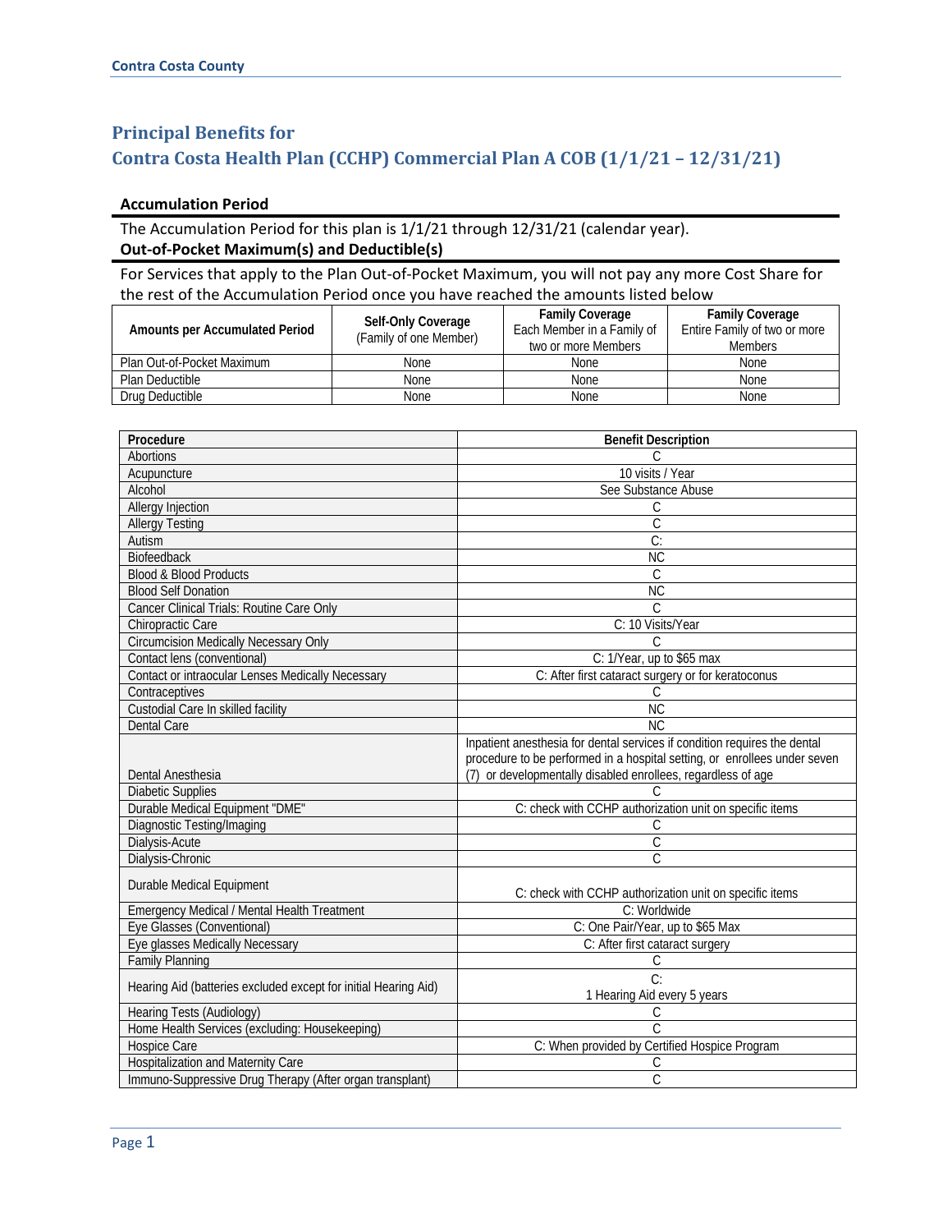# Principal Benefits for
# Contra Costa Health Plan (CCHP) Commercial Plan A COB (1/1/21 – 12/31/21)

### Accumulation Period

The Accumulation Period for this plan is 1/1/21 through 12/31/21 (calendar year).

### Out-of-Pocket Maximum(s) and Deductible(s)

For Services that apply to the Plan Out-of-Pocket Maximum, you will not pay any more Cost Share for the rest of the Accumulation Period once you have reached the amounts listed below

| Amounts per Accumulated Period | Self-Only Coverage (Family of one Member) | Family Coverage Each Member in a Family of two or more Members | Family Coverage Entire Family of two or more Members |
|---|---|---|---|
| Plan Out-of-Pocket Maximum | None | None | None |
| Plan Deductible | None | None | None |
| Drug Deductible | None | None | None |

| Procedure | Benefit Description |
|---|---|
| Abortions | C |
| Acupuncture | 10 visits / Year |
| Alcohol | See Substance Abuse |
| Allergy Injection | C |
| Allergy Testing | C |
| Autism | C: |
| Biofeedback | NC |
| Blood & Blood Products | C |
| Blood Self Donation | NC |
| Cancer Clinical Trials: Routine Care Only | C |
| Chiropractic Care | C: 10 Visits/Year |
| Circumcision Medically Necessary Only | C |
| Contact lens (conventional) | C: 1/Year, up to $65 max |
| Contact or intraocular Lenses Medically Necessary | C: After first cataract surgery or for keratoconus |
| Contraceptives | C |
| Custodial Care In skilled facility | NC |
| Dental Care | NC |
| Dental Anesthesia | Inpatient anesthesia for dental services if condition requires the dental procedure to be performed in a hospital setting, or enrollees under seven (7) or developmentally disabled enrollees, regardless of age |
| Diabetic Supplies | C |
| Durable Medical Equipment "DME" | C: check with CCHP authorization unit on specific items |
| Diagnostic Testing/Imaging | C |
| Dialysis-Acute | C |
| Dialysis-Chronic | C |
| Durable Medical Equipment | C: check with CCHP authorization unit on specific items |
| Emergency Medical / Mental Health Treatment | C: Worldwide |
| Eye Glasses (Conventional) | C: One Pair/Year, up to $65 Max |
| Eye glasses Medically Necessary | C: After first cataract surgery |
| Family Planning | C |
| Hearing Aid (batteries excluded except for initial Hearing Aid) | C: 1 Hearing Aid every 5 years |
| Hearing Tests (Audiology) | C |
| Home Health Services (excluding: Housekeeping) | C |
| Hospice Care | C: When provided by Certified Hospice Program |
| Hospitalization and Maternity Care | C |
| Immuno-Suppressive Drug Therapy (After organ transplant) | C |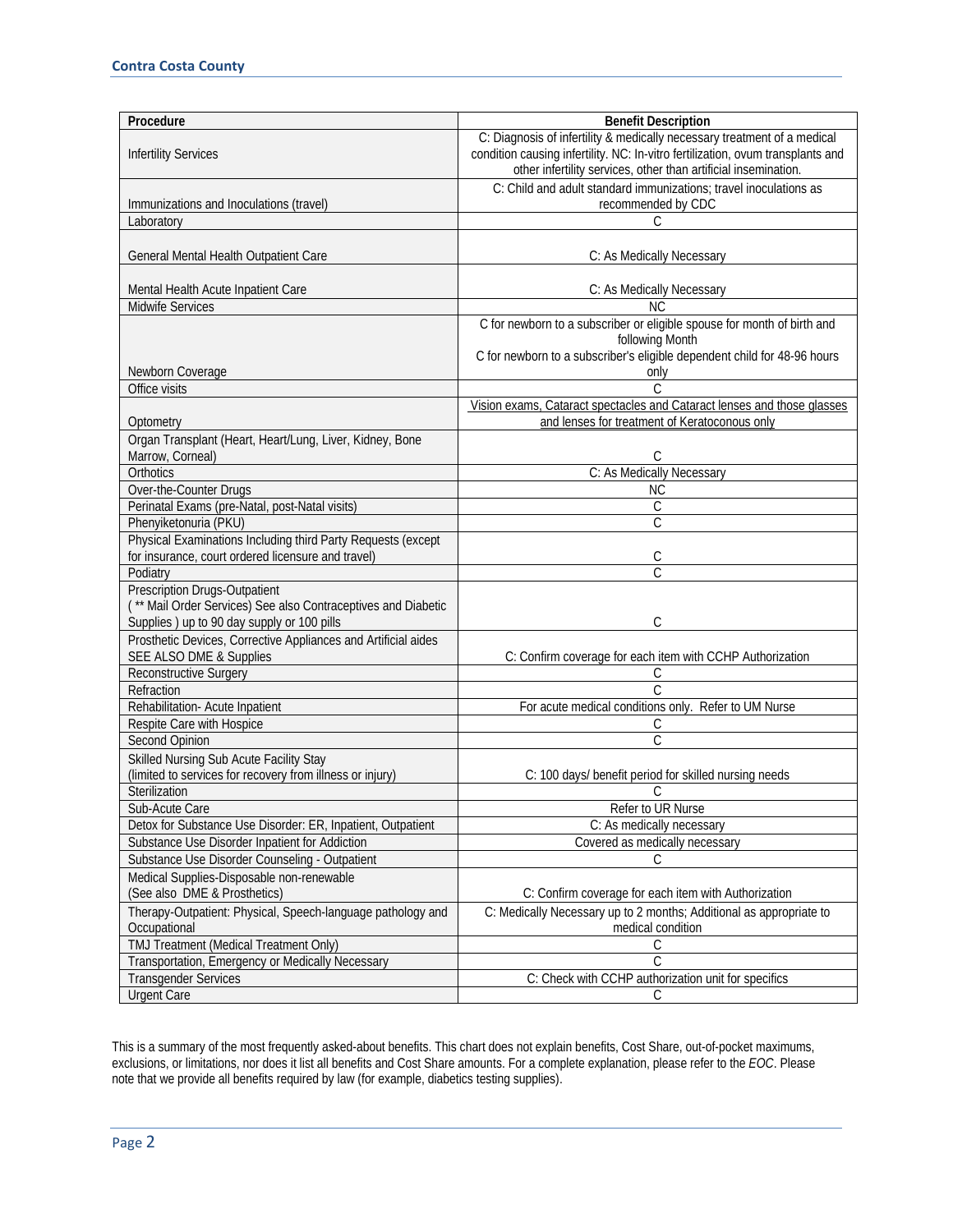| Procedure | Benefit Description |
| --- | --- |
| Infertility Services | C: Diagnosis of infertility & medically necessary treatment of a medical condition causing infertility. NC: In-vitro fertilization, ovum transplants and other infertility services, other than artificial insemination. |
| Immunizations and Inoculations (travel) | C: Child and adult standard immunizations; travel inoculations as recommended by CDC |
| Laboratory | C |
| General Mental Health Outpatient Care | C: As Medically Necessary |
| Mental Health Acute Inpatient Care | C: As Medically Necessary |
| Midwife Services | NC |
| Newborn Coverage | C for newborn to a subscriber or eligible spouse for month of birth and following Month<br>C for newborn to a subscriber's eligible dependent child for 48-96 hours only |
| Office visits | C |
| Optometry | Vision exams, Cataract spectacles and Cataract lenses and those glasses and lenses for treatment of Keratoconous only |
| Organ Transplant (Heart, Heart/Lung, Liver, Kidney, Bone Marrow, Corneal) | C |
| Orthotics | C: As Medically Necessary |
| Over-the-Counter Drugs | NC |
| Perinatal Exams (pre-Natal, post-Natal visits) | C |
| Phenyiketonuria (PKU) | C |
| Physical Examinations Including third Party Requests (except for insurance, court ordered licensure and travel) | C |
| Podiatry | C |
| Prescription Drugs-Outpatient<br>( ** Mail Order Services) See also Contraceptives and Diabetic Supplies ) up to 90 day supply or 100 pills | C |
| Prosthetic Devices, Corrective Appliances and Artificial aides SEE ALSO DME & Supplies | C: Confirm coverage for each item with CCHP Authorization |
| Reconstructive Surgery | C |
| Refraction | C |
| Rehabilitation- Acute Inpatient | For acute medical conditions only. Refer to UM Nurse |
| Respite Care with Hospice | C |
| Second Opinion | C |
| Skilled Nursing Sub Acute Facility Stay<br>(limited to services for recovery from illness or injury) | C: 100 days/ benefit period for skilled nursing needs |
| Sterilization | C |
| Sub-Acute Care | Refer to UR Nurse |
| Detox for Substance Use Disorder: ER, Inpatient, Outpatient | C: As medically necessary |
| Substance Use Disorder Inpatient for Addiction | Covered as medically necessary |
| Substance Use Disorder Counseling - Outpatient | C |
| Medical Supplies-Disposable non-renewable<br>(See also DME & Prosthetics) | C: Confirm coverage for each item with Authorization |
| Therapy-Outpatient: Physical, Speech-language pathology and Occupational | C: Medically Necessary up to 2 months; Additional as appropriate to medical condition |
| TMJ Treatment (Medical Treatment Only) | C |
| Transportation, Emergency or Medically Necessary | C |
| Transgender Services | C: Check with CCHP authorization unit for specifics |
| Urgent Care | C |

This is a summary of the most frequently asked-about benefits. This chart does not explain benefits, Cost Share, out-of-pocket maximums, exclusions, or limitations, nor does it list all benefits and Cost Share amounts. For a complete explanation, please refer to the *EOC*. Please note that we provide all benefits required by law (for example, diabetics testing supplies).